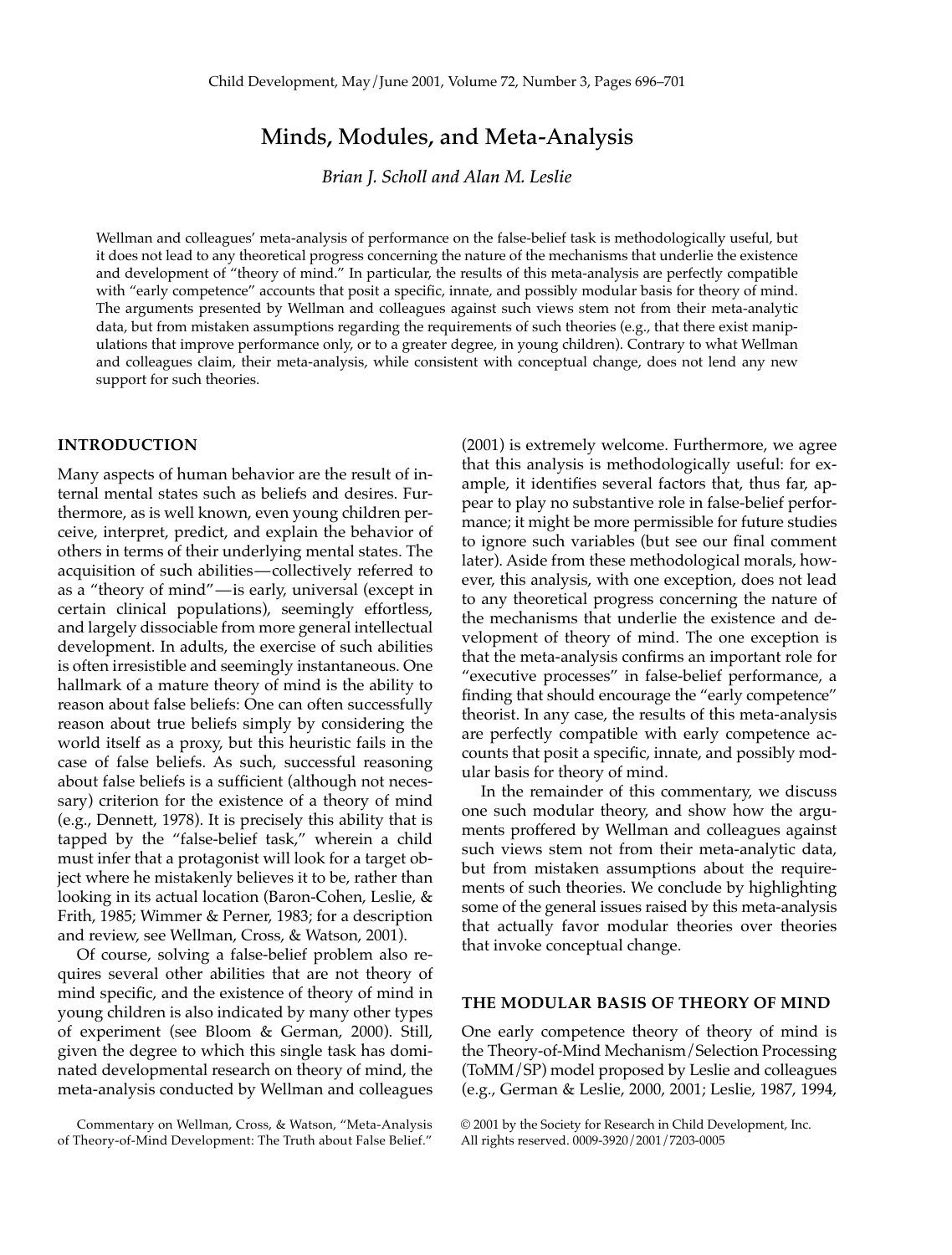# Minds, Modules, and Meta-Analysis

*Brian J. Scholl and Alan M. Leslie*

Wellman and colleagues' meta-analysis of performance on the false-belief task is methodologically useful, but it does not lead to any theoretical progress concerning the nature of the mechanisms that underlie the existence and development of "theory of mind." In particular, the results of this meta-analysis are perfectly compatible with "early competence" accounts that posit a specific, innate, and possibly modular basis for theory of mind. The arguments presented by Wellman and colleagues against such views stem not from their meta-analytic data, but from mistaken assumptions regarding the requirements of such theories (e.g., that there exist manipulations that improve performance only, or to a greater degree, in young children). Contrary to what Wellman and colleagues claim, their meta-analysis, while consistent with conceptual change, does not lend any new support for such theories.

## INTRODUCTION

Many aspects of human behavior are the result of internal mental states such as beliefs and desires. Furthermore, as is well known, even young children perceive, interpret, predict, and explain the behavior of others in terms of their underlying mental states. The acquisition of such abilities—collectively referred to as a "theory of mind"—is early, universal (except in certain clinical populations), seemingly effortless, and largely dissociable from more general intellectual development. In adults, the exercise of such abilities is often irresistible and seemingly instantaneous. One hallmark of a mature theory of mind is the ability to reason about false beliefs: One can often successfully reason about true beliefs simply by considering the world itself as a proxy, but this heuristic fails in the case of false beliefs. As such, successful reasoning about false beliefs is a sufficient (although not necessary) criterion for the existence of a theory of mind (e.g., Dennett, 1978). It is precisely this ability that is tapped by the "false-belief task," wherein a child must infer that a protagonist will look for a target object where he mistakenly believes it to be, rather than looking in its actual location (Baron-Cohen, Leslie, & Frith, 1985; Wimmer & Perner, 1983; for a description and review, see Wellman, Cross, & Watson, 2001).

Of course, solving a false-belief problem also requires several other abilities that are not theory of mind specific, and the existence of theory of mind in young children is also indicated by many other types of experiment (see Bloom & German, 2000). Still, given the degree to which this single task has dominated developmental research on theory of mind, the meta-analysis conducted by Wellman and colleagues (2001) is extremely welcome. Furthermore, we agree that this analysis is methodologically useful: for example, it identifies several factors that, thus far, appear to play no substantive role in false-belief performance; it might be more permissible for future studies to ignore such variables (but see our final comment later). Aside from these methodological morals, however, this analysis, with one exception, does not lead to any theoretical progress concerning the nature of the mechanisms that underlie the existence and development of theory of mind. The one exception is that the meta-analysis confirms an important role for "executive processes" in false-belief performance, a finding that should encourage the "early competence" theorist. In any case, the results of this meta-analysis are perfectly compatible with early competence accounts that posit a specific, innate, and possibly modular basis for theory of mind.

In the remainder of this commentary, we discuss one such modular theory, and show how the arguments proffered by Wellman and colleagues against such views stem not from their meta-analytic data, but from mistaken assumptions about the requirements of such theories. We conclude by highlighting some of the general issues raised by this meta-analysis that actually favor modular theories over theories that invoke conceptual change.

## THE MODULAR BASIS OF THEORY OF MIND

One early competence theory of theory of mind is the Theory-of-Mind Mechanism/Selection Processing (ToMM/SP) model proposed by Leslie and colleagues (e.g., German & Leslie, 2000, 2001; Leslie, 1987, 1994,

Commentary on Wellman, Cross, & Watson, "Meta-Analysis of Theory-of-Mind Development: The Truth about False Belief."

© 2001 by the Society for Research in Child Development, Inc. All rights reserved. 0009-3920/2001/7203-0005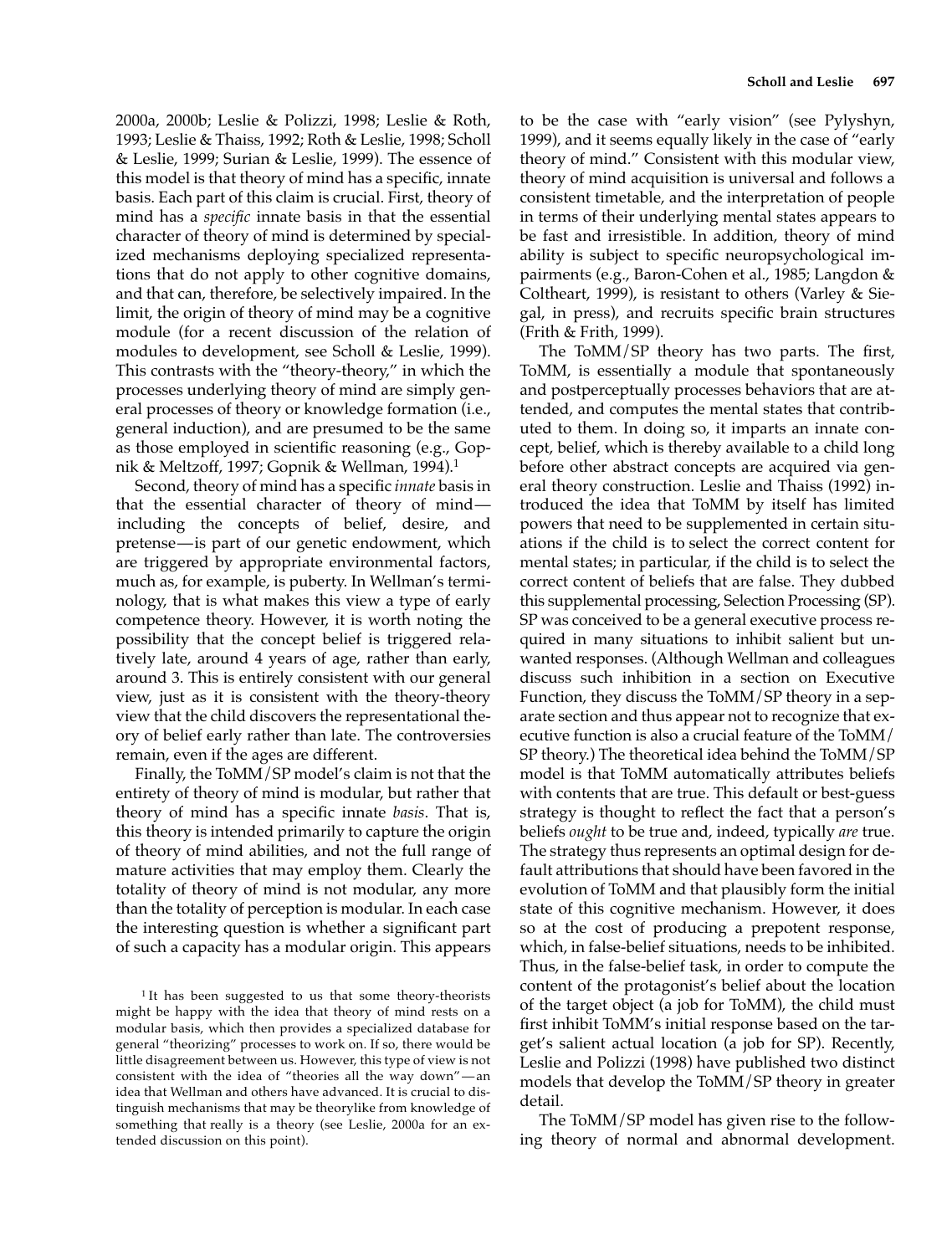2000a, 2000b; Leslie & Polizzi, 1998; Leslie & Roth, 1993; Leslie & Thaiss, 1992; Roth & Leslie, 1998; Scholl & Leslie, 1999; Surian & Leslie, 1999). The essence of this model is that theory of mind has a specific, innate basis. Each part of this claim is crucial. First, theory of mind has a *specific* innate basis in that the essential character of theory of mind is determined by specialized mechanisms deploying specialized representations that do not apply to other cognitive domains, and that can, therefore, be selectively impaired. In the limit, the origin of theory of mind may be a cognitive module (for a recent discussion of the relation of modules to development, see Scholl & Leslie, 1999). This contrasts with the "theory-theory," in which the processes underlying theory of mind are simply general processes of theory or knowledge formation (i.e., general induction), and are presumed to be the same as those employed in scientific reasoning (e.g., Gopnik & Meltzoff, 1997; Gopnik & Wellman, 1994).[1]

Second, theory of mind has a specific *innate* basis in that the essential character of theory of mind—including the concepts of belief, desire, and pretense—is part of our genetic endowment, which are triggered by appropriate environmental factors, much as, for example, is puberty. In Wellman's terminology, that is what makes this view a type of early competence theory. However, it is worth noting the possibility that the concept belief is triggered relatively late, around 4 years of age, rather than early, around 3. This is entirely consistent with our general view, just as it is consistent with the theory-theory view that the child discovers the representational theory of belief early rather than late. The controversies remain, even if the ages are different.

Finally, the ToMM/SP model's claim is not that the entirety of theory of mind is modular, but rather that theory of mind has a specific innate *basis*. That is, this theory is intended primarily to capture the origin of theory of mind abilities, and not the full range of mature activities that may employ them. Clearly the totality of theory of mind is not modular, any more than the totality of perception is modular. In each case the interesting question is whether a significant part of such a capacity has a modular origin. This appears to be the case with "early vision" (see Pylyshyn, 1999), and it seems equally likely in the case of "early theory of mind." Consistent with this modular view, theory of mind acquisition is universal and follows a consistent timetable, and the interpretation of people in terms of their underlying mental states appears to be fast and irresistible. In addition, theory of mind ability is subject to specific neuropsychological impairments (e.g., Baron-Cohen et al., 1985; Langdon & Coltheart, 1999), is resistant to others (Varley & Siegal, in press), and recruits specific brain structures (Frith & Frith, 1999).

The ToMM/SP theory has two parts. The first, ToMM, is essentially a module that spontaneously and postperceptually processes behaviors that are attended, and computes the mental states that contributed to them. In doing so, it imparts an innate concept, belief, which is thereby available to a child long before other abstract concepts are acquired via general theory construction. Leslie and Thaiss (1992) introduced the idea that ToMM by itself has limited powers that need to be supplemented in certain situations if the child is to select the correct content for mental states; in particular, if the child is to select the correct content of beliefs that are false. They dubbed this supplemental processing, Selection Processing (SP). SP was conceived to be a general executive process required in many situations to inhibit salient but unwanted responses. (Although Wellman and colleagues discuss such inhibition in a section on Executive Function, they discuss the ToMM/SP theory in a separate section and thus appear not to recognize that executive function is also a crucial feature of the ToMM/SP theory.) The theoretical idea behind the ToMM/SP model is that ToMM automatically attributes beliefs with contents that are true. This default or best-guess strategy is thought to reflect the fact that a person's beliefs *ought* to be true and, indeed, typically *are* true. The strategy thus represents an optimal design for default attributions that should have been favored in the evolution of ToMM and that plausibly form the initial state of this cognitive mechanism. However, it does so at the cost of producing a prepotent response, which, in false-belief situations, needs to be inhibited. Thus, in the false-belief task, in order to compute the content of the protagonist's belief about the location of the target object (a job for ToMM), the child must first inhibit ToMM's initial response based on the target's salient actual location (a job for SP). Recently, Leslie and Polizzi (1998) have published two distinct models that develop the ToMM/SP theory in greater detail.

The ToMM/SP model has given rise to the following theory of normal and abnormal development.

[1] It has been suggested to us that some theory-theorists might be happy with the idea that theory of mind rests on a modular basis, which then provides a specialized database for general "theorizing" processes to work on. If so, there would be little disagreement between us. However, this type of view is not consistent with the idea of "theories all the way down"—an idea that Wellman and others have advanced. It is crucial to distinguish mechanisms that may be theorylike from knowledge of something that really is a theory (see Leslie, 2000a for an extended discussion on this point).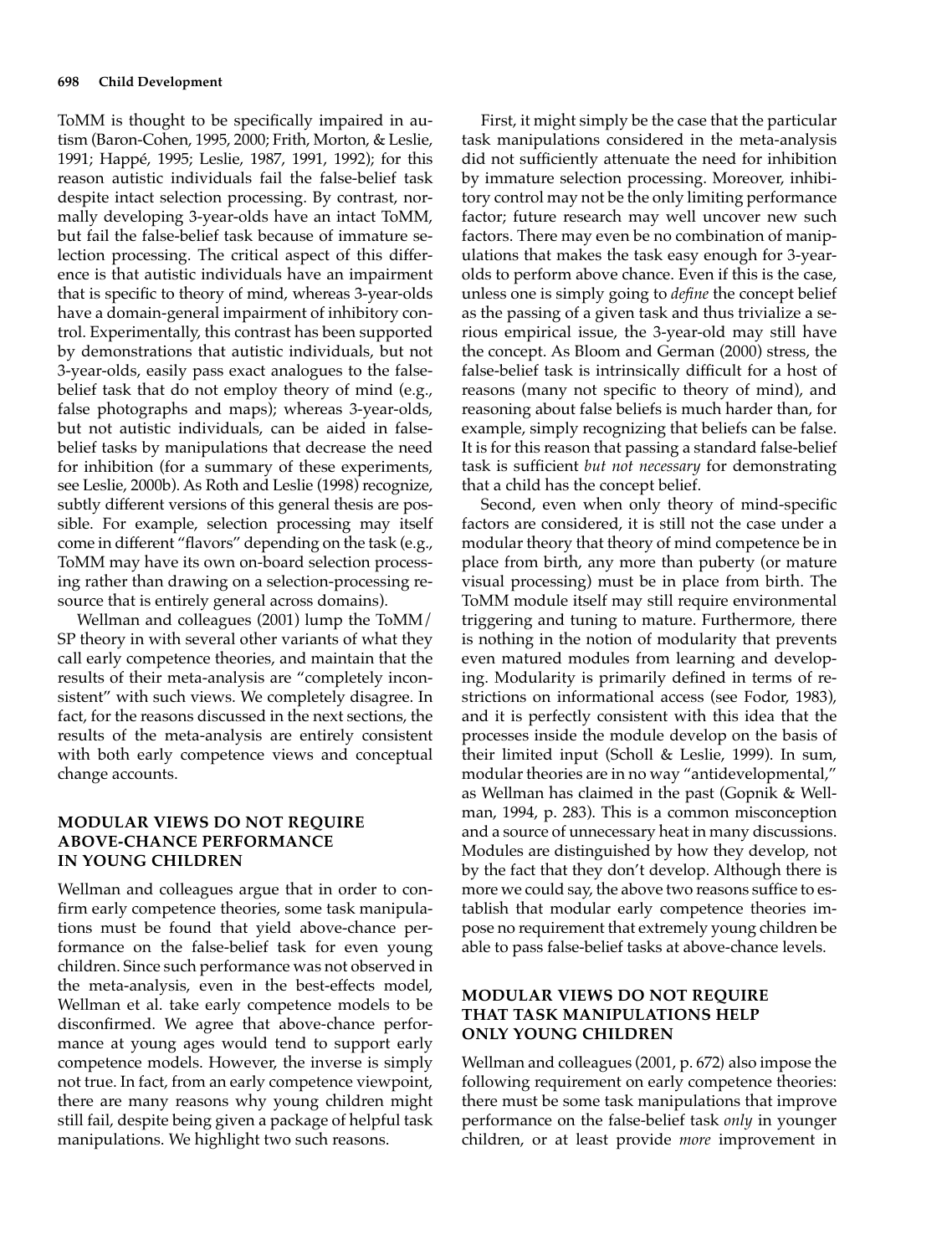ToMM is thought to be specifically impaired in autism (Baron-Cohen, 1995, 2000; Frith, Morton, & Leslie, 1991; Happé, 1995; Leslie, 1987, 1991, 1992); for this reason autistic individuals fail the false-belief task despite intact selection processing. By contrast, normally developing 3-year-olds have an intact ToMM, but fail the false-belief task because of immature selection processing. The critical aspect of this difference is that autistic individuals have an impairment that is specific to theory of mind, whereas 3-year-olds have a domain-general impairment of inhibitory control. Experimentally, this contrast has been supported by demonstrations that autistic individuals, but not 3-year-olds, easily pass exact analogues to the false-belief task that do not employ theory of mind (e.g., false photographs and maps); whereas 3-year-olds, but not autistic individuals, can be aided in false-belief tasks by manipulations that decrease the need for inhibition (for a summary of these experiments, see Leslie, 2000b). As Roth and Leslie (1998) recognize, subtly different versions of this general thesis are possible. For example, selection processing may itself come in different "flavors" depending on the task (e.g., ToMM may have its own on-board selection processing rather than drawing on a selection-processing resource that is entirely general across domains).

Wellman and colleagues (2001) lump the ToMM/SP theory in with several other variants of what they call early competence theories, and maintain that the results of their meta-analysis are "completely inconsistent" with such views. We completely disagree. In fact, for the reasons discussed in the next sections, the results of the meta-analysis are entirely consistent with both early competence views and conceptual change accounts.

## MODULAR VIEWS DO NOT REQUIRE ABOVE-CHANCE PERFORMANCE IN YOUNG CHILDREN

Wellman and colleagues argue that in order to confirm early competence theories, some task manipulations must be found that yield above-chance performance on the false-belief task for even young children. Since such performance was not observed in the meta-analysis, even in the best-effects model, Wellman et al. take early competence models to be disconfirmed. We agree that above-chance performance at young ages would tend to support early competence models. However, the inverse is simply not true. In fact, from an early competence viewpoint, there are many reasons why young children might still fail, despite being given a package of helpful task manipulations. We highlight two such reasons.

First, it might simply be the case that the particular task manipulations considered in the meta-analysis did not sufficiently attenuate the need for inhibition by immature selection processing. Moreover, inhibitory control may not be the only limiting performance factor; future research may well uncover new such factors. There may even be no combination of manipulations that makes the task easy enough for 3-year-olds to perform above chance. Even if this is the case, unless one is simply going to *define* the concept belief as the passing of a given task and thus trivialize a serious empirical issue, the 3-year-old may still have the concept. As Bloom and German (2000) stress, the false-belief task is intrinsically difficult for a host of reasons (many not specific to theory of mind), and reasoning about false beliefs is much harder than, for example, simply recognizing that beliefs can be false. It is for this reason that passing a standard false-belief task is sufficient *but not necessary* for demonstrating that a child has the concept belief.

Second, even when only theory of mind-specific factors are considered, it is still not the case under a modular theory that theory of mind competence be in place from birth, any more than puberty (or mature visual processing) must be in place from birth. The ToMM module itself may still require environmental triggering and tuning to mature. Furthermore, there is nothing in the notion of modularity that prevents even matured modules from learning and developing. Modularity is primarily defined in terms of restrictions on informational access (see Fodor, 1983), and it is perfectly consistent with this idea that the processes inside the module develop on the basis of their limited input (Scholl & Leslie, 1999). In sum, modular theories are in no way "antidevelopmental," as Wellman has claimed in the past (Gopnik & Wellman, 1994, p. 283). This is a common misconception and a source of unnecessary heat in many discussions. Modules are distinguished by how they develop, not by the fact that they don't develop. Although there is more we could say, the above two reasons suffice to establish that modular early competence theories impose no requirement that extremely young children be able to pass false-belief tasks at above-chance levels.

## MODULAR VIEWS DO NOT REQUIRE THAT TASK MANIPULATIONS HELP ONLY YOUNG CHILDREN

Wellman and colleagues (2001, p. 672) also impose the following requirement on early competence theories: there must be some task manipulations that improve performance on the false-belief task *only* in younger children, or at least provide *more* improvement in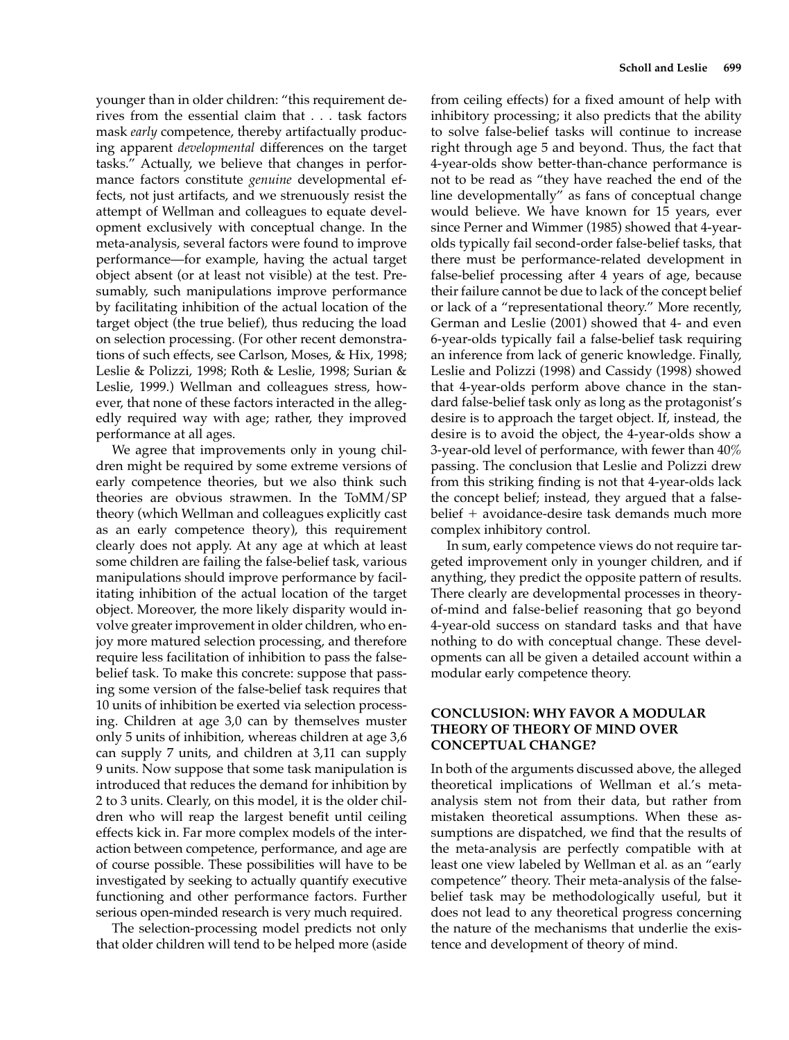younger than in older children: "this requirement derives from the essential claim that . . . task factors mask *early* competence, thereby artifactually producing apparent *developmental* differences on the target tasks." Actually, we believe that changes in performance factors constitute *genuine* developmental effects, not just artifacts, and we strenuously resist the attempt of Wellman and colleagues to equate development exclusively with conceptual change. In the meta-analysis, several factors were found to improve performance—for example, having the actual target object absent (or at least not visible) at the test. Presumably, such manipulations improve performance by facilitating inhibition of the actual location of the target object (the true belief), thus reducing the load on selection processing. (For other recent demonstrations of such effects, see Carlson, Moses, & Hix, 1998; Leslie & Polizzi, 1998; Roth & Leslie, 1998; Surian & Leslie, 1999.) Wellman and colleagues stress, however, that none of these factors interacted in the allegedly required way with age; rather, they improved performance at all ages.

We agree that improvements only in young children might be required by some extreme versions of early competence theories, but we also think such theories are obvious strawmen. In the ToMM/SP theory (which Wellman and colleagues explicitly cast as an early competence theory), this requirement clearly does not apply. At any age at which at least some children are failing the false-belief task, various manipulations should improve performance by facilitating inhibition of the actual location of the target object. Moreover, the more likely disparity would involve greater improvement in older children, who enjoy more matured selection processing, and therefore require less facilitation of inhibition to pass the false-belief task. To make this concrete: suppose that passing some version of the false-belief task requires that 10 units of inhibition be exerted via selection processing. Children at age 3,0 can by themselves muster only 5 units of inhibition, whereas children at age 3,6 can supply 7 units, and children at 3,11 can supply 9 units. Now suppose that some task manipulation is introduced that reduces the demand for inhibition by 2 to 3 units. Clearly, on this model, it is the older children who will reap the largest benefit until ceiling effects kick in. Far more complex models of the interaction between competence, performance, and age are of course possible. These possibilities will have to be investigated by seeking to actually quantify executive functioning and other performance factors. Further serious open-minded research is very much required.

The selection-processing model predicts not only that older children will tend to be helped more (aside from ceiling effects) for a fixed amount of help with inhibitory processing; it also predicts that the ability to solve false-belief tasks will continue to increase right through age 5 and beyond. Thus, the fact that 4-year-olds show better-than-chance performance is not to be read as "they have reached the end of the line developmentally" as fans of conceptual change would believe. We have known for 15 years, ever since Perner and Wimmer (1985) showed that 4-year-olds typically fail second-order false-belief tasks, that there must be performance-related development in false-belief processing after 4 years of age, because their failure cannot be due to lack of the concept belief or lack of a "representational theory." More recently, German and Leslie (2001) showed that 4- and even 6-year-olds typically fail a false-belief task requiring an inference from lack of generic knowledge. Finally, Leslie and Polizzi (1998) and Cassidy (1998) showed that 4-year-olds perform above chance in the standard false-belief task only as long as the protagonist's desire is to approach the target object. If, instead, the desire is to avoid the object, the 4-year-olds show a 3-year-old level of performance, with fewer than 40% passing. The conclusion that Leslie and Polizzi drew from this striking finding is not that 4-year-olds lack the concept belief; instead, they argued that a false-belief + avoidance-desire task demands much more complex inhibitory control.

In sum, early competence views do not require targeted improvement only in younger children, and if anything, they predict the opposite pattern of results. There clearly are developmental processes in theory-of-mind and false-belief reasoning that go beyond 4-year-old success on standard tasks and that have nothing to do with conceptual change. These developments can all be given a detailed account within a modular early competence theory.

## CONCLUSION: WHY FAVOR A MODULAR THEORY OF THEORY OF MIND OVER CONCEPTUAL CHANGE?

In both of the arguments discussed above, the alleged theoretical implications of Wellman et al.'s meta-analysis stem not from their data, but rather from mistaken theoretical assumptions. When these assumptions are dispatched, we find that the results of the meta-analysis are perfectly compatible with at least one view labeled by Wellman et al. as an "early competence" theory. Their meta-analysis of the false-belief task may be methodologically useful, but it does not lead to any theoretical progress concerning the nature of the mechanisms that underlie the existence and development of theory of mind.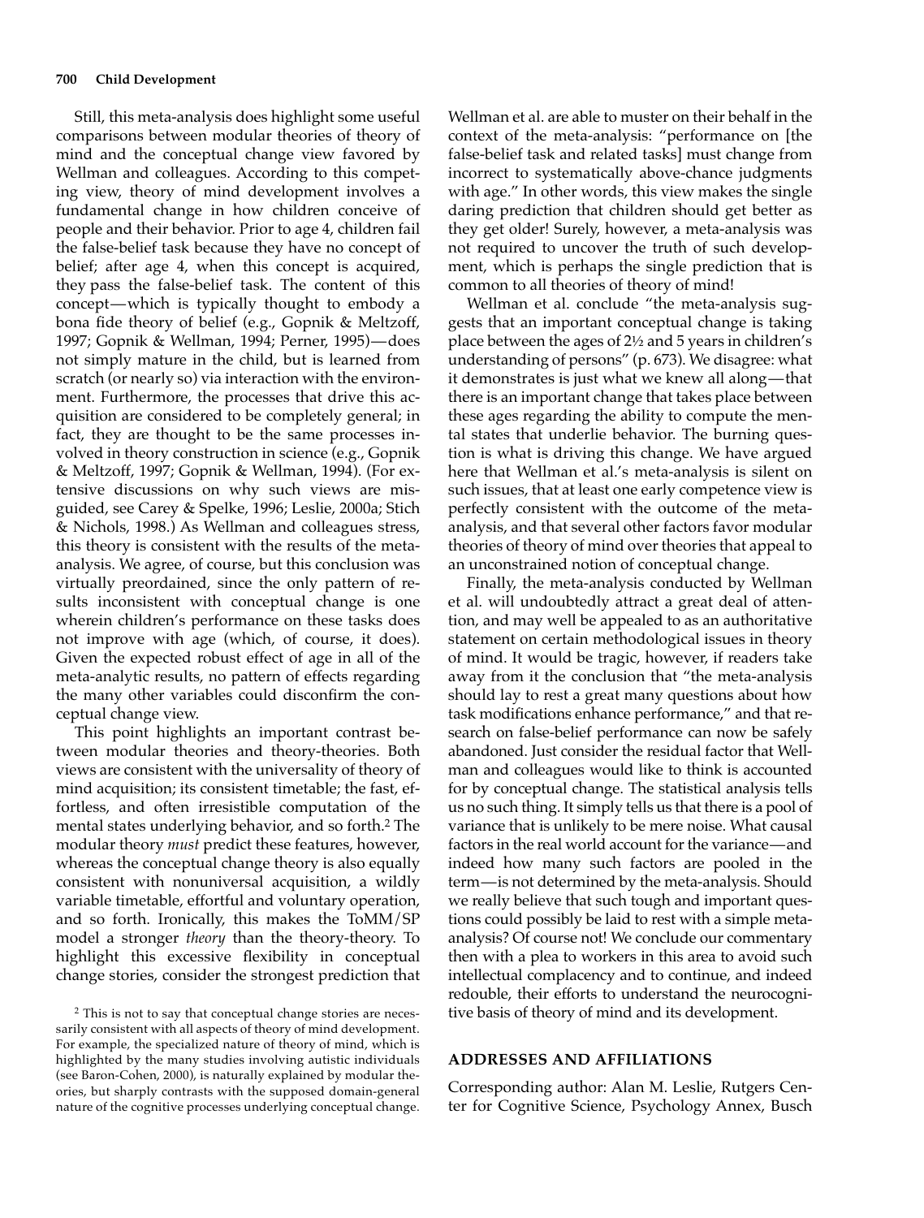Still, this meta-analysis does highlight some useful comparisons between modular theories of theory of mind and the conceptual change view favored by Wellman and colleagues. According to this competing view, theory of mind development involves a fundamental change in how children conceive of people and their behavior. Prior to age 4, children fail the false-belief task because they have no concept of belief; after age 4, when this concept is acquired, they pass the false-belief task. The content of this concept—which is typically thought to embody a bona fide theory of belief (e.g., Gopnik & Meltzoff, 1997; Gopnik & Wellman, 1994; Perner, 1995)—does not simply mature in the child, but is learned from scratch (or nearly so) via interaction with the environment. Furthermore, the processes that drive this acquisition are considered to be completely general; in fact, they are thought to be the same processes involved in theory construction in science (e.g., Gopnik & Meltzoff, 1997; Gopnik & Wellman, 1994). (For extensive discussions on why such views are misguided, see Carey & Spelke, 1996; Leslie, 2000a; Stich & Nichols, 1998.) As Wellman and colleagues stress, this theory is consistent with the results of the meta-analysis. We agree, of course, but this conclusion was virtually preordained, since the only pattern of results inconsistent with conceptual change is one wherein children's performance on these tasks does not improve with age (which, of course, it does). Given the expected robust effect of age in all of the meta-analytic results, no pattern of effects regarding the many other variables could disconfirm the conceptual change view.

This point highlights an important contrast between modular theories and theory-theories. Both views are consistent with the universality of theory of mind acquisition; its consistent timetable; the fast, effortless, and often irresistible computation of the mental states underlying behavior, and so forth.[2] The modular theory *must* predict these features, however, whereas the conceptual change theory is also equally consistent with nonuniversal acquisition, a wildly variable timetable, effortful and voluntary operation, and so forth. Ironically, this makes the ToMM/SP model a stronger *theory* than the theory-theory. To highlight this excessive flexibility in conceptual change stories, consider the strongest prediction that Wellman et al. are able to muster on their behalf in the context of the meta-analysis: "performance on [the false-belief task and related tasks] must change from incorrect to systematically above-chance judgments with age." In other words, this view makes the single daring prediction that children should get better as they get older! Surely, however, a meta-analysis was not required to uncover the truth of such development, which is perhaps the single prediction that is common to all theories of theory of mind!

Wellman et al. conclude "the meta-analysis suggests that an important conceptual change is taking place between the ages of 2½ and 5 years in children's understanding of persons" (p. 673). We disagree: what it demonstrates is just what we knew all along—that there is an important change that takes place between these ages regarding the ability to compute the mental states that underlie behavior. The burning question is what is driving this change. We have argued here that Wellman et al.'s meta-analysis is silent on such issues, that at least one early competence view is perfectly consistent with the outcome of the meta-analysis, and that several other factors favor modular theories of theory of mind over theories that appeal to an unconstrained notion of conceptual change.

Finally, the meta-analysis conducted by Wellman et al. will undoubtedly attract a great deal of attention, and may well be appealed to as an authoritative statement on certain methodological issues in theory of mind. It would be tragic, however, if readers take away from it the conclusion that "the meta-analysis should lay to rest a great many questions about how task modifications enhance performance," and that research on false-belief performance can now be safely abandoned. Just consider the residual factor that Wellman and colleagues would like to think is accounted for by conceptual change. The statistical analysis tells us no such thing. It simply tells us that there is a pool of variance that is unlikely to be mere noise. What causal factors in the real world account for the variance—and indeed how many such factors are pooled in the term—is not determined by the meta-analysis. Should we really believe that such tough and important questions could possibly be laid to rest with a simple meta-analysis? Of course not! We conclude our commentary then with a plea to workers in this area to avoid such intellectual complacency and to continue, and indeed redouble, their efforts to understand the neurocognitive basis of theory of mind and its development.

## ADDRESSES AND AFFILIATIONS

Corresponding author: Alan M. Leslie, Rutgers Center for Cognitive Science, Psychology Annex, Busch

[2] This is not to say that conceptual change stories are necessarily consistent with all aspects of theory of mind development. For example, the specialized nature of theory of mind, which is highlighted by the many studies involving autistic individuals (see Baron-Cohen, 2000), is naturally explained by modular theories, but sharply contrasts with the supposed domain-general nature of the cognitive processes underlying conceptual change.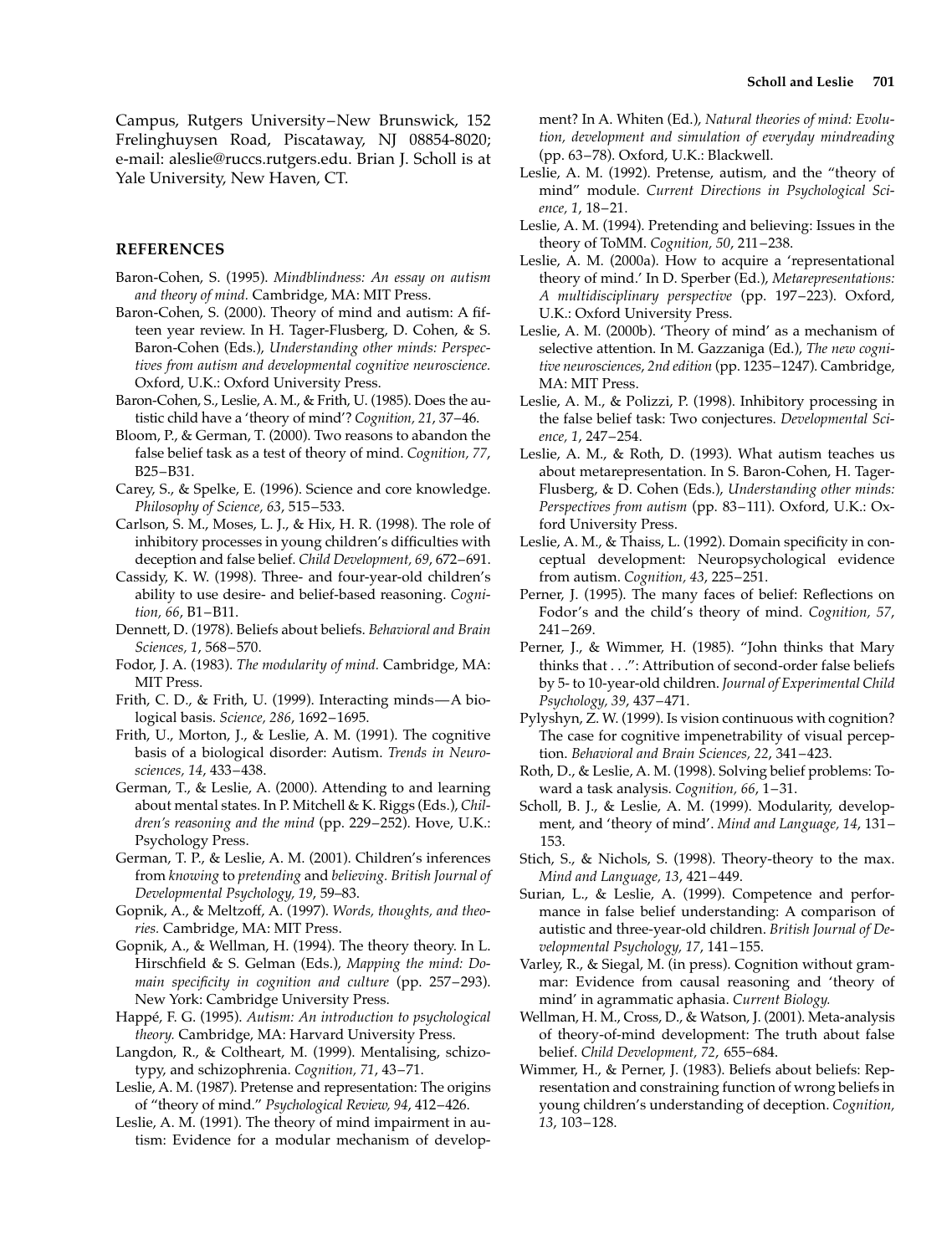Campus, Rutgers University–New Brunswick, 152 Frelinghuysen Road, Piscataway, NJ 08854-8020; e-mail: aleslie@ruccs.rutgers.edu. Brian J. Scholl is at Yale University, New Haven, CT.

## REFERENCES

Baron-Cohen, S. (1995). *Mindblindness: An essay on autism and theory of mind.* Cambridge, MA: MIT Press.

Baron-Cohen, S. (2000). Theory of mind and autism: A fifteen year review. In H. Tager-Flusberg, D. Cohen, & S. Baron-Cohen (Eds.), *Understanding other minds: Perspectives from autism and developmental cognitive neuroscience.* Oxford, U.K.: Oxford University Press.

Baron-Cohen, S., Leslie, A. M., & Frith, U. (1985). Does the autistic child have a 'theory of mind'? *Cognition, 21*, 37–46.

Bloom, P., & German, T. (2000). Two reasons to abandon the false belief task as a test of theory of mind. *Cognition, 77*, B25–B31.

Carey, S., & Spelke, E. (1996). Science and core knowledge. *Philosophy of Science, 63*, 515–533.

Carlson, S. M., Moses, L. J., & Hix, H. R. (1998). The role of inhibitory processes in young children's difficulties with deception and false belief. *Child Development, 69*, 672–691.

Cassidy, K. W. (1998). Three- and four-year-old children's ability to use desire- and belief-based reasoning. *Cognition, 66*, B1–B11.

Dennett, D. (1978). Beliefs about beliefs. *Behavioral and Brain Sciences, 1*, 568–570.

Fodor, J. A. (1983). *The modularity of mind.* Cambridge, MA: MIT Press.

Frith, C. D., & Frith, U. (1999). Interacting minds—A biological basis. *Science, 286*, 1692–1695.

Frith, U., Morton, J., & Leslie, A. M. (1991). The cognitive basis of a biological disorder: Autism. *Trends in Neurosciences, 14*, 433–438.

German, T., & Leslie, A. (2000). Attending to and learning about mental states. In P. Mitchell & K. Riggs (Eds.), *Children's reasoning and the mind* (pp. 229–252). Hove, U.K.: Psychology Press.

German, T. P., & Leslie, A. M. (2001). Children's inferences from *knowing* to *pretending* and *believing*. *British Journal of Developmental Psychology, 19*, 59–83.

Gopnik, A., & Meltzoff, A. (1997). *Words, thoughts, and theories.* Cambridge, MA: MIT Press.

Gopnik, A., & Wellman, H. (1994). The theory theory. In L. Hirschfield & S. Gelman (Eds.), *Mapping the mind: Domain specificity in cognition and culture* (pp. 257–293). New York: Cambridge University Press.

Happé, F. G. (1995). *Autism: An introduction to psychological theory.* Cambridge, MA: Harvard University Press.

Langdon, R., & Coltheart, M. (1999). Mentalising, schizotypy, and schizophrenia. *Cognition, 71*, 43–71.

Leslie, A. M. (1987). Pretense and representation: The origins of "theory of mind." *Psychological Review, 94*, 412–426.

Leslie, A. M. (1991). The theory of mind impairment in autism: Evidence for a modular mechanism of development? In A. Whiten (Ed.), *Natural theories of mind: Evolution, development and simulation of everyday mindreading* (pp. 63–78). Oxford, U.K.: Blackwell.

Leslie, A. M. (1992). Pretense, autism, and the "theory of mind" module. *Current Directions in Psychological Science, 1*, 18–21.

Leslie, A. M. (1994). Pretending and believing: Issues in the theory of ToMM. *Cognition, 50*, 211–238.

Leslie, A. M. (2000a). How to acquire a 'representational theory of mind.' In D. Sperber (Ed.), *Metarepresentations: A multidisciplinary perspective* (pp. 197–223). Oxford, U.K.: Oxford University Press.

Leslie, A. M. (2000b). 'Theory of mind' as a mechanism of selective attention. In M. Gazzaniga (Ed.), *The new cognitive neurosciences, 2nd edition* (pp. 1235–1247). Cambridge, MA: MIT Press.

Leslie, A. M., & Polizzi, P. (1998). Inhibitory processing in the false belief task: Two conjectures. *Developmental Science, 1*, 247–254.

Leslie, A. M., & Roth, D. (1993). What autism teaches us about metarepresentation. In S. Baron-Cohen, H. Tager-Flusberg, & D. Cohen (Eds.), *Understanding other minds: Perspectives from autism* (pp. 83–111). Oxford, U.K.: Oxford University Press.

Leslie, A. M., & Thaiss, L. (1992). Domain specificity in conceptual development: Neuropsychological evidence from autism. *Cognition, 43*, 225–251.

Perner, J. (1995). The many faces of belief: Reflections on Fodor's and the child's theory of mind. *Cognition, 57*, 241–269.

Perner, J., & Wimmer, H. (1985). "John thinks that Mary thinks that . . .": Attribution of second-order false beliefs by 5- to 10-year-old children. *Journal of Experimental Child Psychology, 39*, 437–471.

Pylyshyn, Z. W. (1999). Is vision continuous with cognition? The case for cognitive impenetrability of visual perception. *Behavioral and Brain Sciences, 22*, 341–423.

Roth, D., & Leslie, A. M. (1998). Solving belief problems: Toward a task analysis. *Cognition, 66*, 1–31.

Scholl, B. J., & Leslie, A. M. (1999). Modularity, development, and 'theory of mind'. *Mind and Language, 14*, 131–153.

Stich, S., & Nichols, S. (1998). Theory-theory to the max. *Mind and Language, 13*, 421–449.

Surian, L., & Leslie, A. (1999). Competence and performance in false belief understanding: A comparison of autistic and three-year-old children. *British Journal of Developmental Psychology, 17*, 141–155.

Varley, R., & Siegal, M. (in press). Cognition without grammar: Evidence from causal reasoning and 'theory of mind' in agrammatic aphasia. *Current Biology.*

Wellman, H. M., Cross, D., & Watson, J. (2001). Meta-analysis of theory-of-mind development: The truth about false belief. *Child Development, 72*, 655–684.

Wimmer, H., & Perner, J. (1983). Beliefs about beliefs: Representation and constraining function of wrong beliefs in young children's understanding of deception. *Cognition, 13*, 103–128.